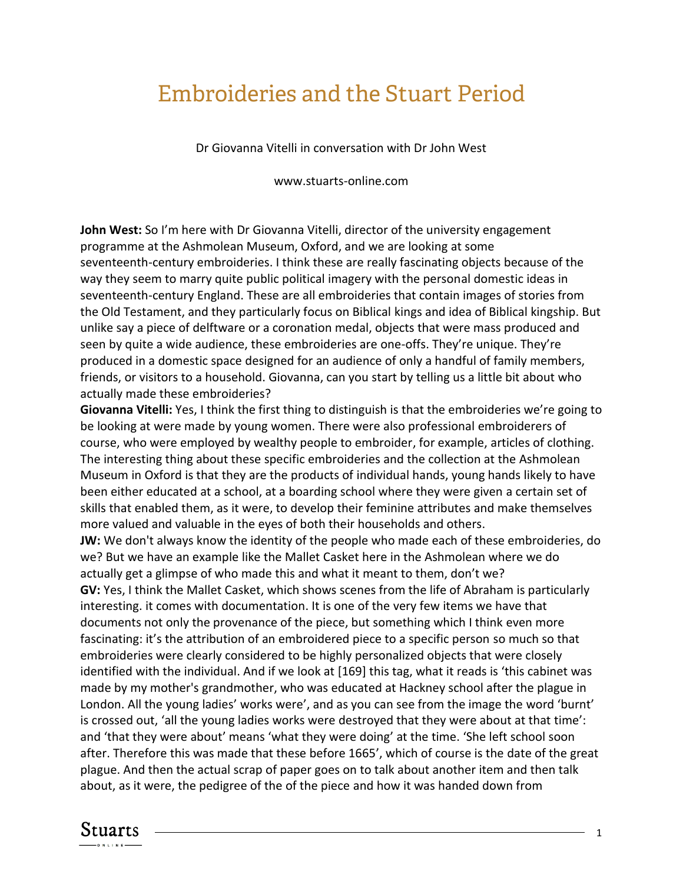# Embroideries and the Stuart Period

Dr Giovanna Vitelli in conversation with Dr John West

www.stuarts-online.com

**John West:** So I'm here with Dr Giovanna Vitelli, director of the university engagement programme at the Ashmolean Museum, Oxford, and we are looking at some seventeenth-century embroideries. I think these are really fascinating objects because of the way they seem to marry quite public political imagery with the personal domestic ideas in seventeenth-century England. These are all embroideries that contain images of stories from the Old Testament, and they particularly focus on Biblical kings and idea of Biblical kingship. But unlike say a piece of delftware or a coronation medal, objects that were mass produced and seen by quite a wide audience, these embroideries are one-offs. They're unique. They're produced in a domestic space designed for an audience of only a handful of family members, friends, or visitors to a household. Giovanna, can you start by telling us a little bit about who actually made these embroideries?

**Giovanna Vitelli:** Yes, I think the first thing to distinguish is that the embroideries we're going to be looking at were made by young women. There were also professional embroiderers of course, who were employed by wealthy people to embroider, for example, articles of clothing. The interesting thing about these specific embroideries and the collection at the Ashmolean Museum in Oxford is that they are the products of individual hands, young hands likely to have been either educated at a school, at a boarding school where they were given a certain set of skills that enabled them, as it were, to develop their feminine attributes and make themselves more valued and valuable in the eyes of both their households and others.

**JW:** We don't always know the identity of the people who made each of these embroideries, do we? But we have an example like the Mallet Casket here in the Ashmolean where we do actually get a glimpse of who made this and what it meant to them, don't we?

**GV:** Yes, I think the Mallet Casket, which shows scenes from the life of Abraham is particularly interesting. it comes with documentation. It is one of the very few items we have that documents not only the provenance of the piece, but something which I think even more fascinating: it's the attribution of an embroidered piece to a specific person so much so that embroideries were clearly considered to be highly personalized objects that were closely identified with the individual. And if we look at [169] this tag, what it reads is 'this cabinet was made by my mother's grandmother, who was educated at Hackney school after the plague in London. All the young ladies' works were', and as you can see from the image the word 'burnt' is crossed out, 'all the young ladies works were destroyed that they were about at that time': and 'that they were about' means 'what they were doing' at the time. 'She left school soon after. Therefore this was made that these before 1665', which of course is the date of the great plague. And then the actual scrap of paper goes on to talk about another item and then talk about, as it were, the pedigree of the of the piece and how it was handed down from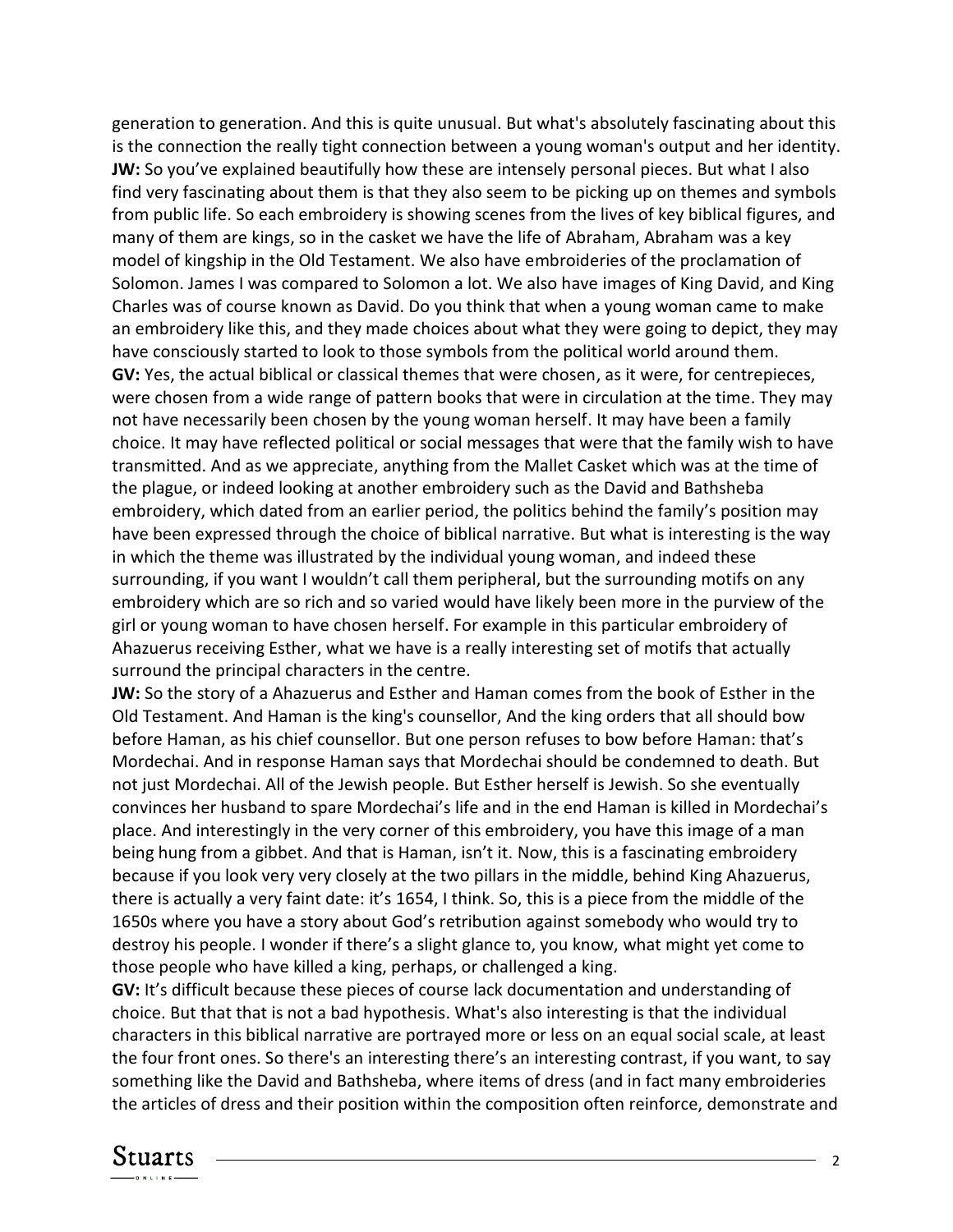generation to generation. And this is quite unusual. But what's absolutely fascinating about this is the connection the really tight connection between a young woman's output and her identity.

**JW:** So you've explained beautifully how these are intensely personal pieces. But what I also find very fascinating about them is that they also seem to be picking up on themes and symbols from public life. So each embroidery is showing scenes from the lives of key biblical figures, and many of them are kings, so in the casket we have the life of Abraham, Abraham was a key model of kingship in the Old Testament. We also have embroideries of the proclamation of Solomon. James I was compared to Solomon a lot. We also have images of King David, and King Charles was of course known as David. Do you think that when a young woman came to make an embroidery like this, and they made choices about what they were going to depict, they may have consciously started to look to those symbols from the political world around them.

**GV:** Yes, the actual biblical or classical themes that were chosen, as it were, for centrepieces, were chosen from a wide range of pattern books that were in circulation at the time. They may not have necessarily been chosen by the young woman herself. It may have been a family choice. It may have reflected political or social messages that were that the family wish to have transmitted. And as we appreciate, anything from the Mallet Casket which was at the time of the plague, or indeed looking at another embroidery such as the David and Bathsheba embroidery, which dated from an earlier period, the politics behind the family's position may have been expressed through the choice of biblical narrative. But what is interesting is the way in which the theme was illustrated by the individual young woman, and indeed these surrounding, if you want I wouldn't call them peripheral, but the surrounding motifs on any embroidery which are so rich and so varied would have likely been more in the purview of the girl or young woman to have chosen herself. For example in this particular embroidery of Ahazuerus receiving Esther, what we have is a really interesting set of motifs that actually surround the principal characters in the centre.

**JW:** So the story of a Ahazuerus and Esther and Haman comes from the book of Esther in the Old Testament. And Haman is the king's counsellor, And the king orders that all should bow before Haman, as his chief counsellor. But one person refuses to bow before Haman: that's Mordechai. And in response Haman says that Mordechai should be condemned to death. But not just Mordechai. All of the Jewish people. But Esther herself is Jewish. So she eventually convinces her husband to spare Mordechai's life and in the end Haman is killed in Mordechai's place. And interestingly in the very corner of this embroidery, you have this image of a man being hung from a gibbet. And that is Haman, isn't it. Now, this is a fascinating embroidery because if you look very very closely at the two pillars in the middle, behind King Ahazuerus, there is actually a very faint date: it's 1654, I think. So, this is a piece from the middle of the 1650s where you have a story about God's retribution against somebody who would try to destroy his people. I wonder if there's a slight glance to, you know, what might yet come to those people who have killed a king, perhaps, or challenged a king.

**GV:** It's difficult because these pieces of course lack documentation and understanding of choice. But that that is not a bad hypothesis. What's also interesting is that the individual characters in this biblical narrative are portrayed more or less on an equal social scale, at least the four front ones. So there's an interesting there's an interesting contrast, if you want, to say something like the David and Bathsheba, where items of dress (and in fact many embroideries the articles of dress and their position within the composition often reinforce, demonstrate and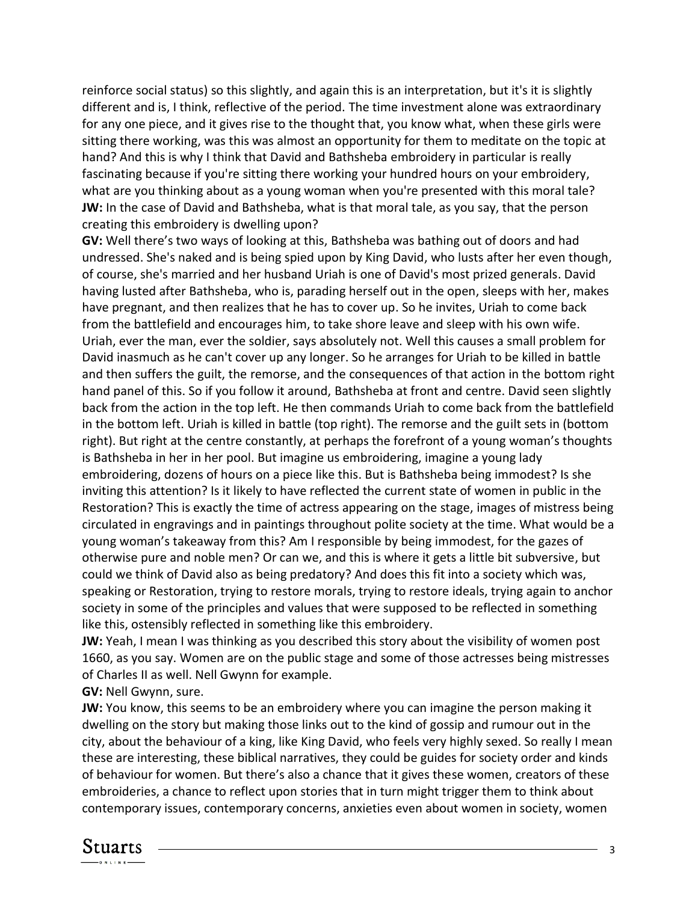reinforce social status) so this slightly, and again this is an interpretation, but it's it is slightly different and is, I think, reflective of the period. The time investment alone was extraordinary for any one piece, and it gives rise to the thought that, you know what, when these girls were sitting there working, was this was almost an opportunity for them to meditate on the topic at hand? And this is why I think that David and Bathsheba embroidery in particular is really fascinating because if you're sitting there working your hundred hours on your embroidery, what are you thinking about as a young woman when you're presented with this moral tale?

**JW:** In the case of David and Bathsheba, what is that moral tale, as you say, that the person creating this embroidery is dwelling upon?

**GV:** Well there's two ways of looking at this, Bathsheba was bathing out of doors and had undressed. She's naked and is being spied upon by King David, who lusts after her even though, of course, she's married and her husband Uriah is one of David's most prized generals. David having lusted after Bathsheba, who is, parading herself out in the open, sleeps with her, makes have pregnant, and then realizes that he has to cover up. So he invites, Uriah to come back from the battlefield and encourages him, to take shore leave and sleep with his own wife. Uriah, ever the man, ever the soldier, says absolutely not. Well this causes a small problem for David inasmuch as he can't cover up any longer. So he arranges for Uriah to be killed in battle and then suffers the guilt, the remorse, and the consequences of that action in the bottom right hand panel of this. So if you follow it around, Bathsheba at front and centre. David seen slightly back from the action in the top left. He then commands Uriah to come back from the battlefield in the bottom left. Uriah is killed in battle (top right). The remorse and the guilt sets in (bottom right). But right at the centre constantly, at perhaps the forefront of a young woman's thoughts is Bathsheba in her in her pool. But imagine us embroidering, imagine a young lady embroidering, dozens of hours on a piece like this. But is Bathsheba being immodest? Is she inviting this attention? Is it likely to have reflected the current state of women in public in the Restoration? This is exactly the time of actress appearing on the stage, images of mistress being circulated in engravings and in paintings throughout polite society at the time. What would be a young woman's takeaway from this? Am I responsible by being immodest, for the gazes of otherwise pure and noble men? Or can we, and this is where it gets a little bit subversive, but could we think of David also as being predatory? And does this fit into a society which was, speaking or Restoration, trying to restore morals, trying to restore ideals, trying again to anchor society in some of the principles and values that were supposed to be reflected in something like this, ostensibly reflected in something like this embroidery.

**JW:** Yeah, I mean I was thinking as you described this story about the visibility of women post 1660, as you say. Women are on the public stage and some of those actresses being mistresses of Charles II as well. Nell Gwynn for example.

**GV:** Nell Gwynn, sure.

**JW:** You know, this seems to be an embroidery where you can imagine the person making it dwelling on the story but making those links out to the kind of gossip and rumour out in the city, about the behaviour of a king, like King David, who feels very highly sexed. So really I mean these are interesting, these biblical narratives, they could be guides for society order and kinds of behaviour for women. But there's also a chance that it gives these women, creators of these embroideries, a chance to reflect upon stories that in turn might trigger them to think about contemporary issues, contemporary concerns, anxieties even about women in society, women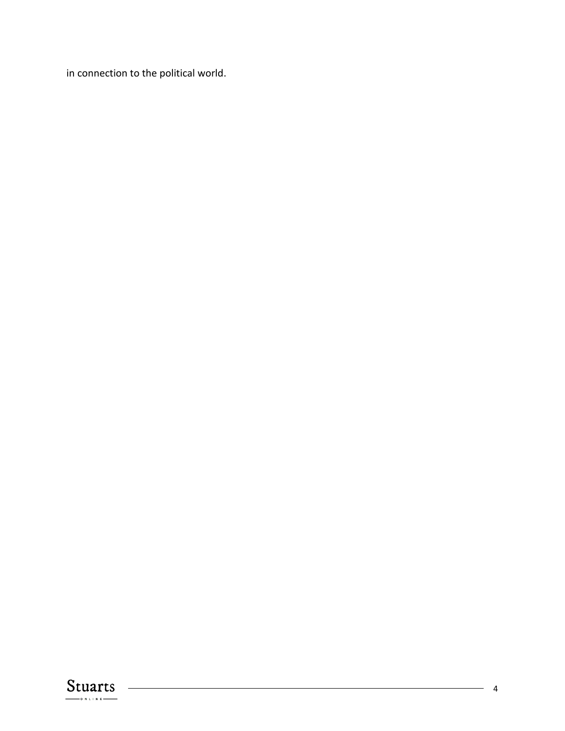in connection to the political world.